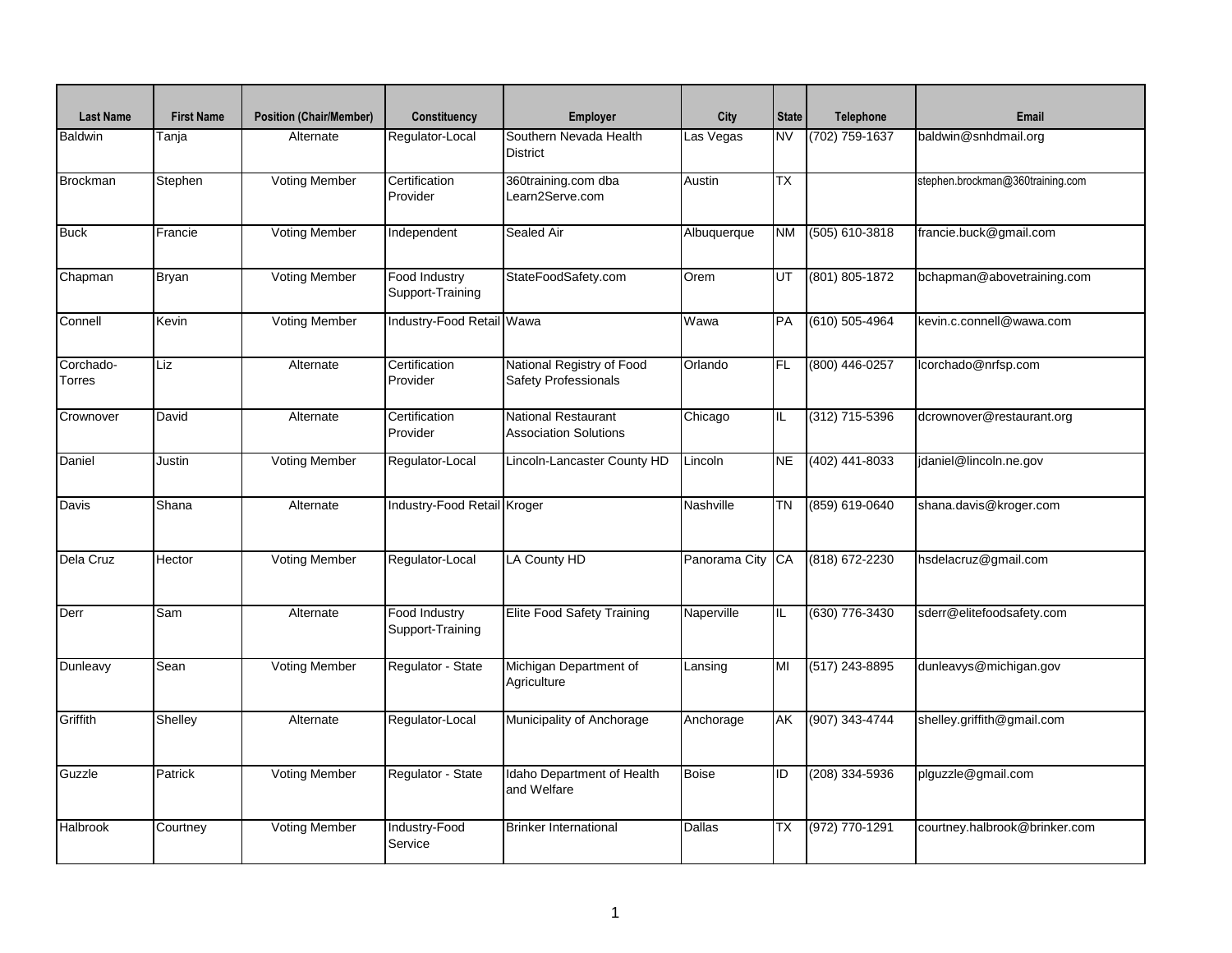| Last Name | First Name | Position (Chair/Member) | Constituency | Employer | City | State | Telephone | Email |
|---|---|---|---|---|---|---|---|---|
| Baldwin | Tanja | Alternate | Regulator-Local | Southern Nevada Health District | Las Vegas | NV | (702) 759-1637 | baldwin@snhdmail.org |
| Brockman | Stephen | Voting Member | Certification Provider | 360training.com dba Learn2Serve.com | Austin | TX | | stephen.brockman@360training.com |
| Buck | Francie | Voting Member | Independent | Sealed Air | Albuquerque | NM | (505) 610-3818 | francie.buck@gmail.com |
| Chapman | Bryan | Voting Member | Food Industry Support-Training | StateFoodSafety.com | Orem | UT | (801) 805-1872 | bchapman@abovetraining.com |
| Connell | Kevin | Voting Member | Industry-Food Retail | Wawa | Wawa | PA | (610) 505-4964 | kevin.c.connell@wawa.com |
| Corchado-Torres | Liz | Alternate | Certification Provider | National Registry of Food Safety Professionals | Orlando | FL | (800) 446-0257 | lcorchado@nrfsp.com |
| Crownover | David | Alternate | Certification Provider | National Restaurant Association Solutions | Chicago | IL | (312) 715-5396 | dcrownover@restaurant.org |
| Daniel | Justin | Voting Member | Regulator-Local | Lincoln-Lancaster County HD | Lincoln | NE | (402) 441-8033 | jdaniel@lincoln.ne.gov |
| Davis | Shana | Alternate | Industry-Food Retail | Kroger | Nashville | TN | (859) 619-0640 | shana.davis@kroger.com |
| Dela Cruz | Hector | Voting Member | Regulator-Local | LA County HD | Panorama City | CA | (818) 672-2230 | hsdelacruz@gmail.com |
| Derr | Sam | Alternate | Food Industry Support-Training | Elite Food Safety Training | Naperville | IL | (630) 776-3430 | sderr@elitefoodsafety.com |
| Dunleavy | Sean | Voting Member | Regulator - State | Michigan Department of Agriculture | Lansing | MI | (517) 243-8895 | dunleavys@michigan.gov |
| Griffith | Shelley | Alternate | Regulator-Local | Municipality of Anchorage | Anchorage | AK | (907) 343-4744 | shelley.griffith@gmail.com |
| Guzzle | Patrick | Voting Member | Regulator - State | Idaho Department of Health and Welfare | Boise | ID | (208) 334-5936 | plguzzle@gmail.com |
| Halbrook | Courtney | Voting Member | Industry-Food Service | Brinker International | Dallas | TX | (972) 770-1291 | courtney.halbrook@brinker.com |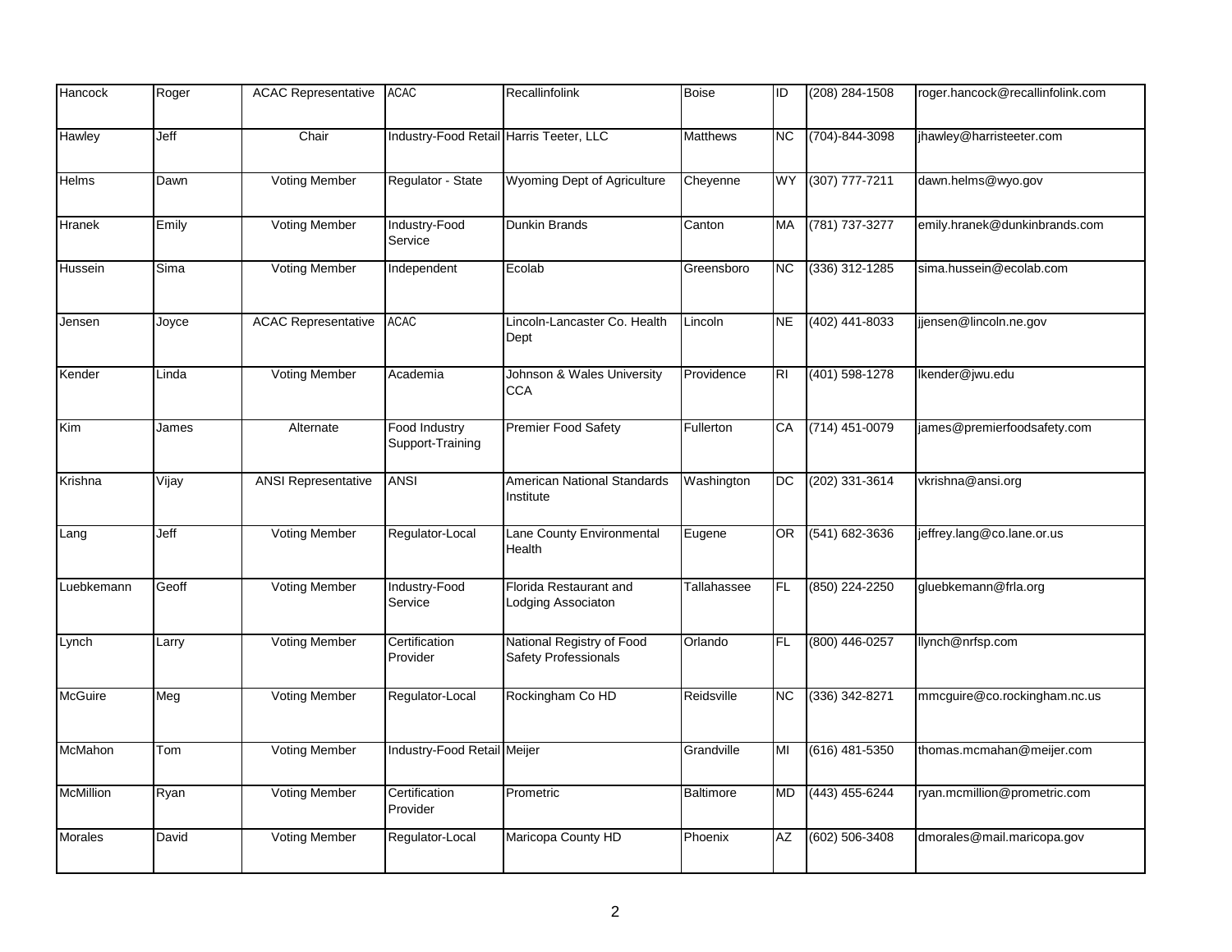| | | | | | | | | |
|---|---|---|---|---|---|---|---|---|
| Hancock | Roger | ACAC Representative | ACAC | Recallinfolink | Boise | ID | (208) 284-1508 | roger.hancock@recallinfolink.com |
| Hawley | Jeff | Chair | Industry-Food Retail | Harris Teeter, LLC | Matthews | NC | (704)-844-3098 | jhawley@harristeeter.com |
| Helms | Dawn | Voting Member | Regulator - State | Wyoming Dept of Agriculture | Cheyenne | WY | (307) 777-7211 | dawn.helms@wyo.gov |
| Hranek | Emily | Voting Member | Industry-Food Service | Dunkin Brands | Canton | MA | (781) 737-3277 | emily.hranek@dunkinbrands.com |
| Hussein | Sima | Voting Member | Independent | Ecolab | Greensboro | NC | (336) 312-1285 | sima.hussein@ecolab.com |
| Jensen | Joyce | ACAC Representative | ACAC | Lincoln-Lancaster Co. Health Dept | Lincoln | NE | (402) 441-8033 | jjensen@lincoln.ne.gov |
| Kender | Linda | Voting Member | Academia | Johnson & Wales University CCA | Providence | RI | (401) 598-1278 | lkender@jwu.edu |
| Kim | James | Alternate | Food Industry Support-Training | Premier Food Safety | Fullerton | CA | (714) 451-0079 | james@premierfoodsafety.com |
| Krishna | Vijay | ANSI Representative | ANSI | American National Standards Institute | Washington | DC | (202) 331-3614 | vkrishna@ansi.org |
| Lang | Jeff | Voting Member | Regulator-Local | Lane County Environmental Health | Eugene | OR | (541) 682-3636 | jeffrey.lang@co.lane.or.us |
| Luebkemann | Geoff | Voting Member | Industry-Food Service | Florida Restaurant and Lodging Associaton | Tallahassee | FL | (850) 224-2250 | gluebkemann@frla.org |
| Lynch | Larry | Voting Member | Certification Provider | National Registry of Food Safety Professionals | Orlando | FL | (800) 446-0257 | llynch@nrfsp.com |
| McGuire | Meg | Voting Member | Regulator-Local | Rockingham Co HD | Reidsville | NC | (336) 342-8271 | mmcguire@co.rockingham.nc.us |
| McMahon | Tom | Voting Member | Industry-Food Retail | Meijer | Grandville | MI | (616) 481-5350 | thomas.mcmahan@meijer.com |
| McMillion | Ryan | Voting Member | Certification Provider | Prometric | Baltimore | MD | (443) 455-6244 | ryan.mcmillion@prometric.com |
| Morales | David | Voting Member | Regulator-Local | Maricopa County HD | Phoenix | AZ | (602) 506-3408 | dmorales@mail.maricopa.gov |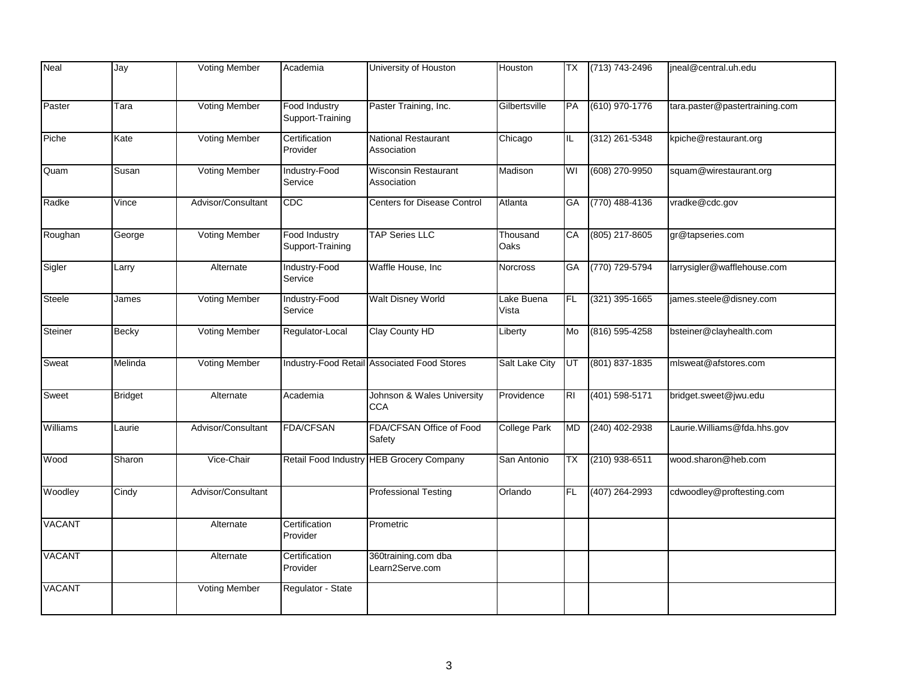| | | | | | | | | |
|---|---|---|---|---|---|---|---|---|
| Neal | Jay | Voting Member | Academia | University of Houston | Houston | TX | (713) 743-2496 | jneal@central.uh.edu |
| Paster | Tara | Voting Member | Food Industry Support-Training | Paster Training, Inc. | Gilbertsville | PA | (610) 970-1776 | tara.paster@pastertraining.com |
| Piche | Kate | Voting Member | Certification Provider | National Restaurant Association | Chicago | IL | (312) 261-5348 | kpiche@restaurant.org |
| Quam | Susan | Voting Member | Industry-Food Service | Wisconsin Restaurant Association | Madison | WI | (608) 270-9950 | squam@wirestaurant.org |
| Radke | Vince | Advisor/Consultant | CDC | Centers for Disease Control | Atlanta | GA | (770) 488-4136 | vradke@cdc.gov |
| Roughan | George | Voting Member | Food Industry Support-Training | TAP Series LLC | Thousand Oaks | CA | (805) 217-8605 | gr@tapseries.com |
| Sigler | Larry | Alternate | Industry-Food Service | Waffle House, Inc | Norcross | GA | (770) 729-5794 | larrysigler@wafflehouse.com |
| Steele | James | Voting Member | Industry-Food Service | Walt Disney World | Lake Buena Vista | FL | (321) 395-1665 | james.steele@disney.com |
| Steiner | Becky | Voting Member | Regulator-Local | Clay County HD | Liberty | Mo | (816) 595-4258 | bsteiner@clayhealth.com |
| Sweat | Melinda | Voting Member | Industry-Food Retail | Associated Food Stores | Salt Lake City | UT | (801) 837-1835 | mlsweat@afstores.com |
| Sweet | Bridget | Alternate | Academia | Johnson & Wales University CCA | Providence | RI | (401) 598-5171 | bridget.sweet@jwu.edu |
| Williams | Laurie | Advisor/Consultant | FDA/CFSAN | FDA/CFSAN Office of Food Safety | College Park | MD | (240) 402-2938 | Laurie.Williams@fda.hhs.gov |
| Wood | Sharon | Vice-Chair | Retail Food Industry | HEB Grocery Company | San Antonio | TX | (210) 938-6511 | wood.sharon@heb.com |
| Woodley | Cindy | Advisor/Consultant | | Professional Testing | Orlando | FL | (407) 264-2993 | cdwoodley@proftesting.com |
| VACANT | | Alternate | Certification Provider | Prometric | | | | |
| VACANT | | Alternate | Certification Provider | 360training.com dba Learn2Serve.com | | | | |
| VACANT | | Voting Member | Regulator - State | | | | | |